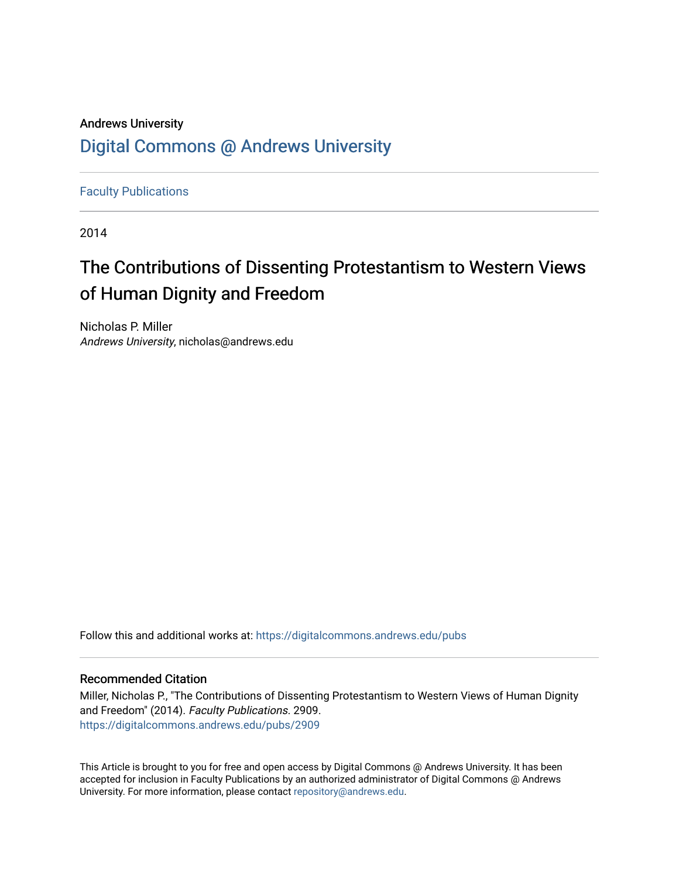Andrews University

# Digital Commons @ Andrews University

Faculty Publications

2014

# The Contributions of Dissenting Protestantism to Western Views of Human Dignity and Freedom

Nicholas P. Miller
*Andrews University*, nicholas@andrews.edu

Follow this and additional works at: https://digitalcommons.andrews.edu/pubs

## Recommended Citation

Miller, Nicholas P., "The Contributions of Dissenting Protestantism to Western Views of Human Dignity and Freedom" (2014). *Faculty Publications*. 2909.
https://digitalcommons.andrews.edu/pubs/2909

This Article is brought to you for free and open access by Digital Commons @ Andrews University. It has been accepted for inclusion in Faculty Publications by an authorized administrator of Digital Commons @ Andrews University. For more information, please contact repository@andrews.edu.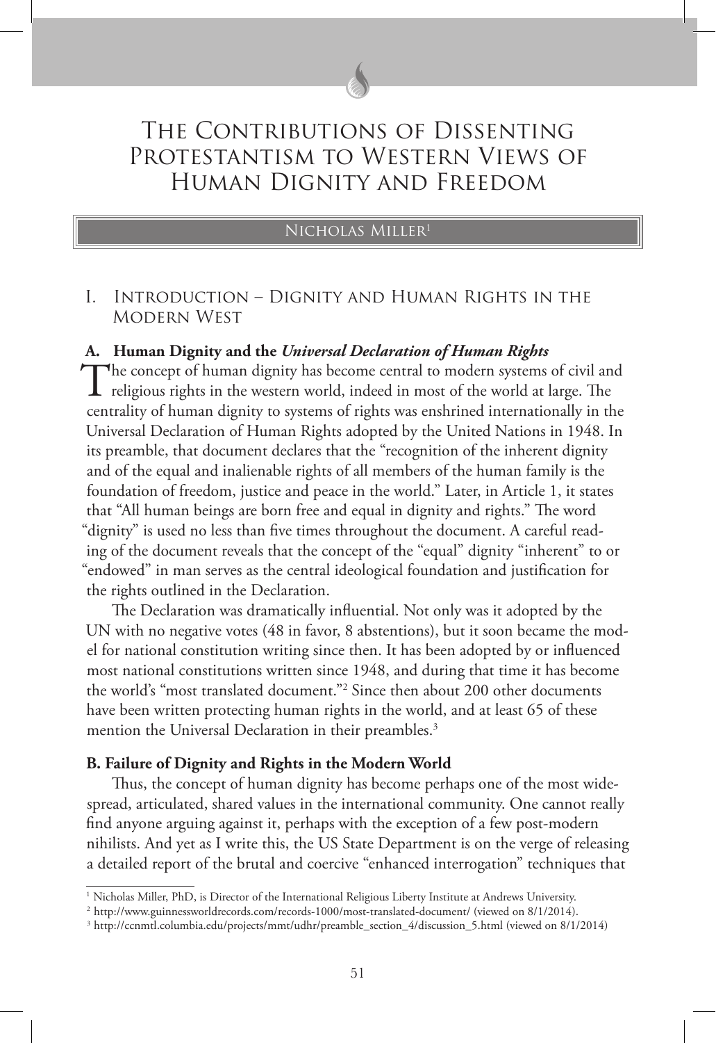# The Contributions of Dissenting Protestantism to Western Views of Human Dignity and Freedom

Nicholas Miller[1]

## I. Introduction – Dignity and Human Rights in the Modern West

### A. Human Dignity and the *Universal Declaration of Human Rights*

The concept of human dignity has become central to modern systems of civil and religious rights in the western world, indeed in most of the world at large. The centrality of human dignity to systems of rights was enshrined internationally in the Universal Declaration of Human Rights adopted by the United Nations in 1948. In its preamble, that document declares that the "recognition of the inherent dignity and of the equal and inalienable rights of all members of the human family is the foundation of freedom, justice and peace in the world." Later, in Article 1, it states that "All human beings are born free and equal in dignity and rights." The word "dignity" is used no less than five times throughout the document. A careful reading of the document reveals that the concept of the "equal" dignity "inherent" to or "endowed" in man serves as the central ideological foundation and justification for the rights outlined in the Declaration.

The Declaration was dramatically influential. Not only was it adopted by the UN with no negative votes (48 in favor, 8 abstentions), but it soon became the model for national constitution writing since then. It has been adopted by or influenced most national constitutions written since 1948, and during that time it has become the world's "most translated document."[2] Since then about 200 other documents have been written protecting human rights in the world, and at least 65 of these mention the Universal Declaration in their preambles.[3]

### B. Failure of Dignity and Rights in the Modern World

Thus, the concept of human dignity has become perhaps one of the most widespread, articulated, shared values in the international community. One cannot really find anyone arguing against it, perhaps with the exception of a few post-modern nihilists. And yet as I write this, the US State Department is on the verge of releasing a detailed report of the brutal and coercive "enhanced interrogation" techniques that

---

[1] Nicholas Miller, PhD, is Director of the International Religious Liberty Institute at Andrews University.

[2] http://www.guinnessworldrecords.com/records-1000/most-translated-document/ (viewed on 8/1/2014).

[3] http://ccnmtl.columbia.edu/projects/mmt/udhr/preamble_section_4/discussion_5.html (viewed on 8/1/2014)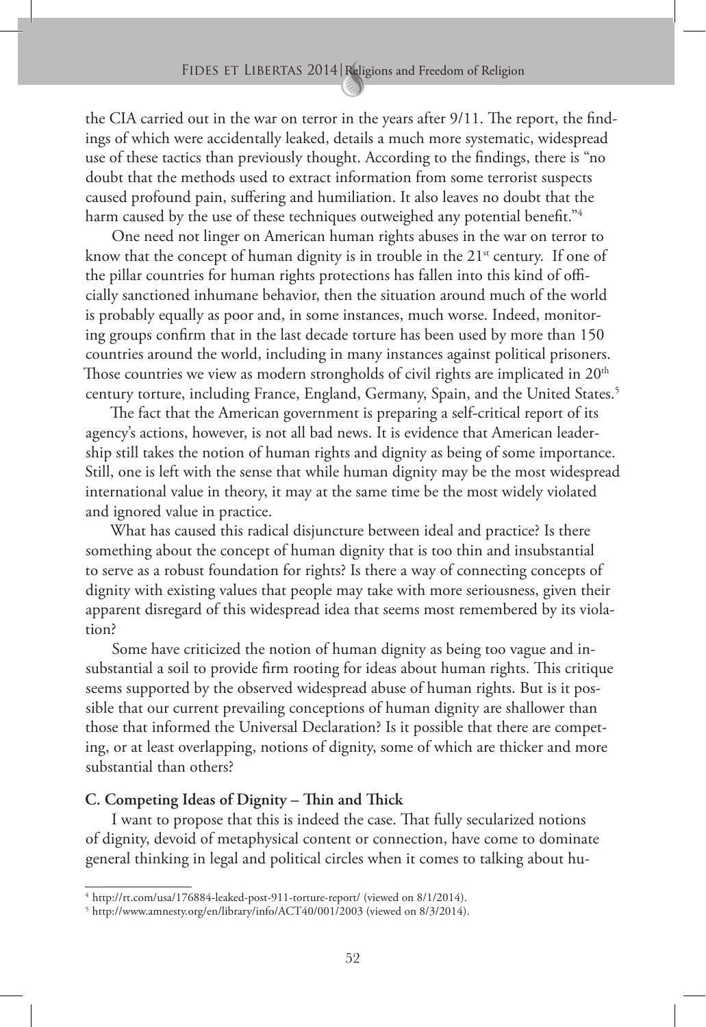the CIA carried out in the war on terror in the years after 9/11. The report, the findings of which were accidentally leaked, details a much more systematic, widespread use of these tactics than previously thought. According to the findings, there is "no doubt that the methods used to extract information from some terrorist suspects caused profound pain, suffering and humiliation. It also leaves no doubt that the harm caused by the use of these techniques outweighed any potential benefit."[4]

One need not linger on American human rights abuses in the war on terror to know that the concept of human dignity is in trouble in the 21st century. If one of the pillar countries for human rights protections has fallen into this kind of officially sanctioned inhumane behavior, then the situation around much of the world is probably equally as poor and, in some instances, much worse. Indeed, monitoring groups confirm that in the last decade torture has been used by more than 150 countries around the world, including in many instances against political prisoners. Those countries we view as modern strongholds of civil rights are implicated in 20th century torture, including France, England, Germany, Spain, and the United States.[5]

The fact that the American government is preparing a self-critical report of its agency's actions, however, is not all bad news. It is evidence that American leadership still takes the notion of human rights and dignity as being of some importance. Still, one is left with the sense that while human dignity may be the most widespread international value in theory, it may at the same time be the most widely violated and ignored value in practice.

What has caused this radical disjuncture between ideal and practice? Is there something about the concept of human dignity that is too thin and insubstantial to serve as a robust foundation for rights? Is there a way of connecting concepts of dignity with existing values that people may take with more seriousness, given their apparent disregard of this widespread idea that seems most remembered by its violation?

Some have criticized the notion of human dignity as being too vague and insubstantial a soil to provide firm rooting for ideas about human rights. This critique seems supported by the observed widespread abuse of human rights. But is it possible that our current prevailing conceptions of human dignity are shallower than those that informed the Universal Declaration? Is it possible that there are competing, or at least overlapping, notions of dignity, some of which are thicker and more substantial than others?

### C. Competing Ideas of Dignity – Thin and Thick

I want to propose that this is indeed the case. That fully secularized notions of dignity, devoid of metaphysical content or connection, have come to dominate general thinking in legal and political circles when it comes to talking about hu-

---

[4] http://rt.com/usa/176884-leaked-post-911-torture-report/ (viewed on 8/1/2014).

[5] http://www.amnesty.org/en/library/info/ACT40/001/2003 (viewed on 8/3/2014).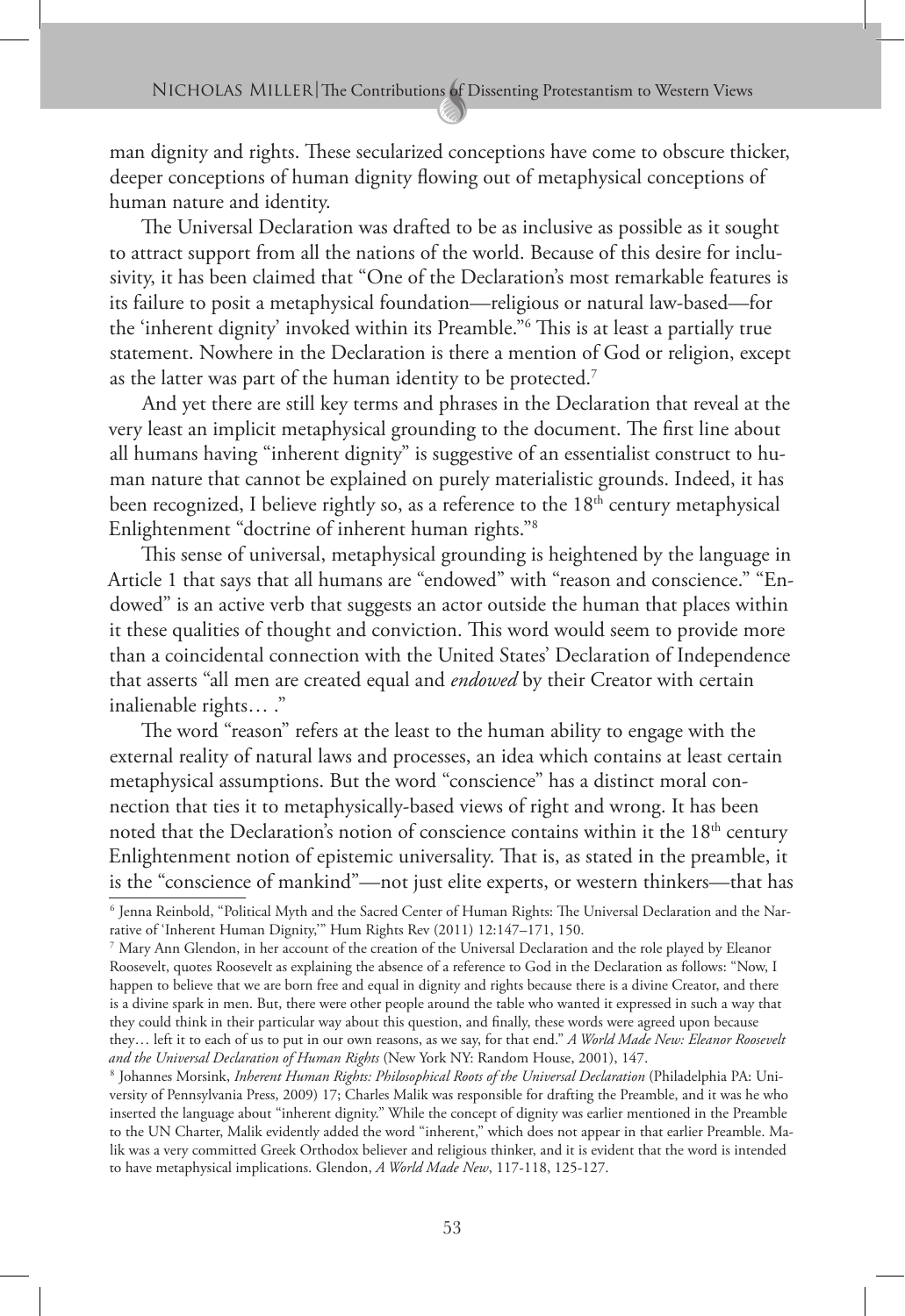man dignity and rights. These secularized conceptions have come to obscure thicker, deeper conceptions of human dignity flowing out of metaphysical conceptions of human nature and identity.

The Universal Declaration was drafted to be as inclusive as possible as it sought to attract support from all the nations of the world. Because of this desire for inclusivity, it has been claimed that "One of the Declaration's most remarkable features is its failure to posit a metaphysical foundation—religious or natural law-based—for the 'inherent dignity' invoked within its Preamble."[6] This is at least a partially true statement. Nowhere in the Declaration is there a mention of God or religion, except as the latter was part of the human identity to be protected.[7]

And yet there are still key terms and phrases in the Declaration that reveal at the very least an implicit metaphysical grounding to the document. The first line about all humans having "inherent dignity" is suggestive of an essentialist construct to human nature that cannot be explained on purely materialistic grounds. Indeed, it has been recognized, I believe rightly so, as a reference to the 18th century metaphysical Enlightenment "doctrine of inherent human rights."[8]

This sense of universal, metaphysical grounding is heightened by the language in Article 1 that says that all humans are "endowed" with "reason and conscience." "Endowed" is an active verb that suggests an actor outside the human that places within it these qualities of thought and conviction. This word would seem to provide more than a coincidental connection with the United States' Declaration of Independence that asserts "all men are created equal and *endowed* by their Creator with certain inalienable rights… ."

The word "reason" refers at the least to the human ability to engage with the external reality of natural laws and processes, an idea which contains at least certain metaphysical assumptions. But the word "conscience" has a distinct moral connection that ties it to metaphysically-based views of right and wrong. It has been noted that the Declaration's notion of conscience contains within it the 18th century Enlightenment notion of epistemic universality. That is, as stated in the preamble, it is the "conscience of mankind"—not just elite experts, or western thinkers—that has

---

[6] Jenna Reinbold, "Political Myth and the Sacred Center of Human Rights: The Universal Declaration and the Narrative of 'Inherent Human Dignity,'" Hum Rights Rev (2011) 12:147–171, 150.

[7] Mary Ann Glendon, in her account of the creation of the Universal Declaration and the role played by Eleanor Roosevelt, quotes Roosevelt as explaining the absence of a reference to God in the Declaration as follows: "Now, I happen to believe that we are born free and equal in dignity and rights because there is a divine Creator, and there is a divine spark in men. But, there were other people around the table who wanted it expressed in such a way that they could think in their particular way about this question, and finally, these words were agreed upon because they… left it to each of us to put in our own reasons, as we say, for that end." *A World Made New: Eleanor Roosevelt and the Universal Declaration of Human Rights* (New York NY: Random House, 2001), 147.

[8] Johannes Morsink, *Inherent Human Rights: Philosophical Roots of the Universal Declaration* (Philadelphia PA: University of Pennsylvania Press, 2009) 17; Charles Malik was responsible for drafting the Preamble, and it was he who inserted the language about "inherent dignity." While the concept of dignity was earlier mentioned in the Preamble to the UN Charter, Malik evidently added the word "inherent," which does not appear in that earlier Preamble. Malik was a very committed Greek Orthodox believer and religious thinker, and it is evident that the word is intended to have metaphysical implications. Glendon, *A World Made New*, 117-118, 125-127.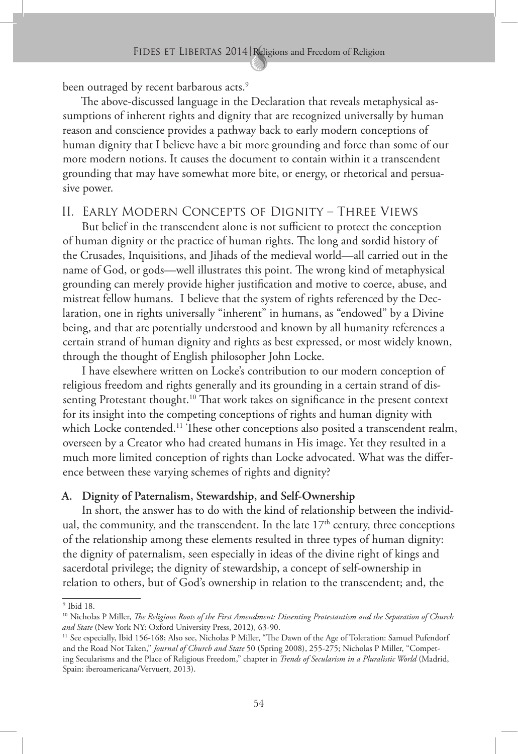been outraged by recent barbarous acts.[9]

The above-discussed language in the Declaration that reveals metaphysical assumptions of inherent rights and dignity that are recognized universally by human reason and conscience provides a pathway back to early modern conceptions of human dignity that I believe have a bit more grounding and force than some of our more modern notions. It causes the document to contain within it a transcendent grounding that may have somewhat more bite, or energy, or rhetorical and persuasive power.

## II. Early Modern Concepts of Dignity – Three Views

But belief in the transcendent alone is not sufficient to protect the conception of human dignity or the practice of human rights. The long and sordid history of the Crusades, Inquisitions, and Jihads of the medieval world—all carried out in the name of God, or gods—well illustrates this point. The wrong kind of metaphysical grounding can merely provide higher justification and motive to coerce, abuse, and mistreat fellow humans. I believe that the system of rights referenced by the Declaration, one in rights universally "inherent" in humans, as "endowed" by a Divine being, and that are potentially understood and known by all humanity references a certain strand of human dignity and rights as best expressed, or most widely known, through the thought of English philosopher John Locke.

I have elsewhere written on Locke's contribution to our modern conception of religious freedom and rights generally and its grounding in a certain strand of dissenting Protestant thought.[10] That work takes on significance in the present context for its insight into the competing conceptions of rights and human dignity with which Locke contended.[11] These other conceptions also posited a transcendent realm, overseen by a Creator who had created humans in His image. Yet they resulted in a much more limited conception of rights than Locke advocated. What was the difference between these varying schemes of rights and dignity?

### A. Dignity of Paternalism, Stewardship, and Self-Ownership

In short, the answer has to do with the kind of relationship between the individual, the community, and the transcendent. In the late 17th century, three conceptions of the relationship among these elements resulted in three types of human dignity: the dignity of paternalism, seen especially in ideas of the divine right of kings and sacerdotal privilege; the dignity of stewardship, a concept of self-ownership in relation to others, but of God's ownership in relation to the transcendent; and, the

---

[9] Ibid 18.

[10] Nicholas P Miller, *The Religious Roots of the First Amendment: Dissenting Protestantism and the Separation of Church and State* (New York NY: Oxford University Press, 2012), 63-90.

[11] See especially, Ibid 156-168; Also see, Nicholas P Miller, "The Dawn of the Age of Toleration: Samuel Pufendorf and the Road Not Taken," *Journal of Church and State* 50 (Spring 2008), 255-275; Nicholas P Miller, "Competing Secularisms and the Place of Religious Freedom," chapter in *Trends of Secularism in a Pluralistic World* (Madrid, Spain: iberoamericana/Vervuert, 2013).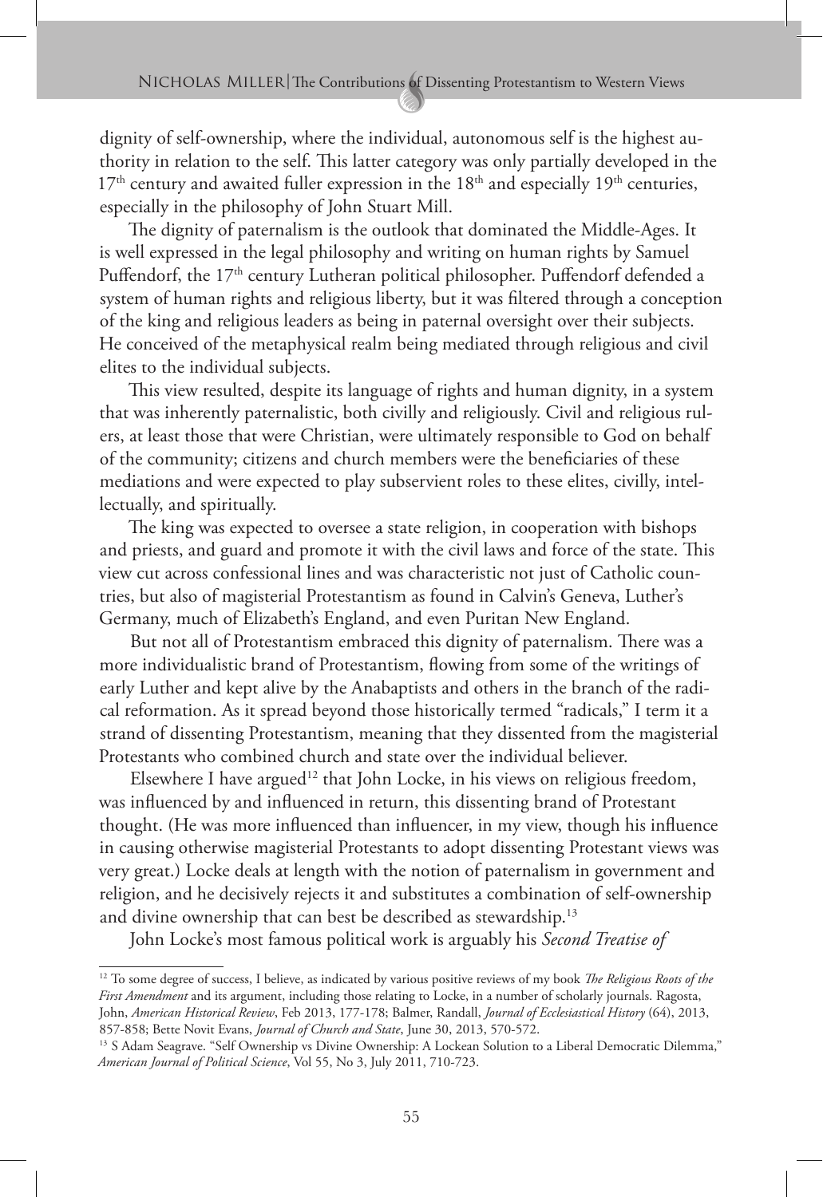dignity of self-ownership, where the individual, autonomous self is the highest authority in relation to the self. This latter category was only partially developed in the 17th century and awaited fuller expression in the 18th and especially 19th centuries, especially in the philosophy of John Stuart Mill.

The dignity of paternalism is the outlook that dominated the Middle-Ages. It is well expressed in the legal philosophy and writing on human rights by Samuel Puffendorf, the 17th century Lutheran political philosopher. Puffendorf defended a system of human rights and religious liberty, but it was filtered through a conception of the king and religious leaders as being in paternal oversight over their subjects. He conceived of the metaphysical realm being mediated through religious and civil elites to the individual subjects.

This view resulted, despite its language of rights and human dignity, in a system that was inherently paternalistic, both civilly and religiously. Civil and religious rulers, at least those that were Christian, were ultimately responsible to God on behalf of the community; citizens and church members were the beneficiaries of these mediations and were expected to play subservient roles to these elites, civilly, intellectually, and spiritually.

The king was expected to oversee a state religion, in cooperation with bishops and priests, and guard and promote it with the civil laws and force of the state. This view cut across confessional lines and was characteristic not just of Catholic countries, but also of magisterial Protestantism as found in Calvin's Geneva, Luther's Germany, much of Elizabeth's England, and even Puritan New England.

But not all of Protestantism embraced this dignity of paternalism. There was a more individualistic brand of Protestantism, flowing from some of the writings of early Luther and kept alive by the Anabaptists and others in the branch of the radical reformation. As it spread beyond those historically termed "radicals," I term it a strand of dissenting Protestantism, meaning that they dissented from the magisterial Protestants who combined church and state over the individual believer.

Elsewhere I have argued[12] that John Locke, in his views on religious freedom, was influenced by and influenced in return, this dissenting brand of Protestant thought. (He was more influenced than influencer, in my view, though his influence in causing otherwise magisterial Protestants to adopt dissenting Protestant views was very great.) Locke deals at length with the notion of paternalism in government and religion, and he decisively rejects it and substitutes a combination of self-ownership and divine ownership that can best be described as stewardship.[13]

John Locke's most famous political work is arguably his *Second Treatise of*

---

[12] To some degree of success, I believe, as indicated by various positive reviews of my book *The Religious Roots of the First Amendment* and its argument, including those relating to Locke, in a number of scholarly journals. Ragosta, John, *American Historical Review*, Feb 2013, 177-178; Balmer, Randall, *Journal of Ecclesiastical History* (64), 2013, 857-858; Bette Novit Evans, *Journal of Church and State*, June 30, 2013, 570-572.

[13] S Adam Seagrave. "Self Ownership vs Divine Ownership: A Lockean Solution to a Liberal Democratic Dilemma," *American Journal of Political Science*, Vol 55, No 3, July 2011, 710-723.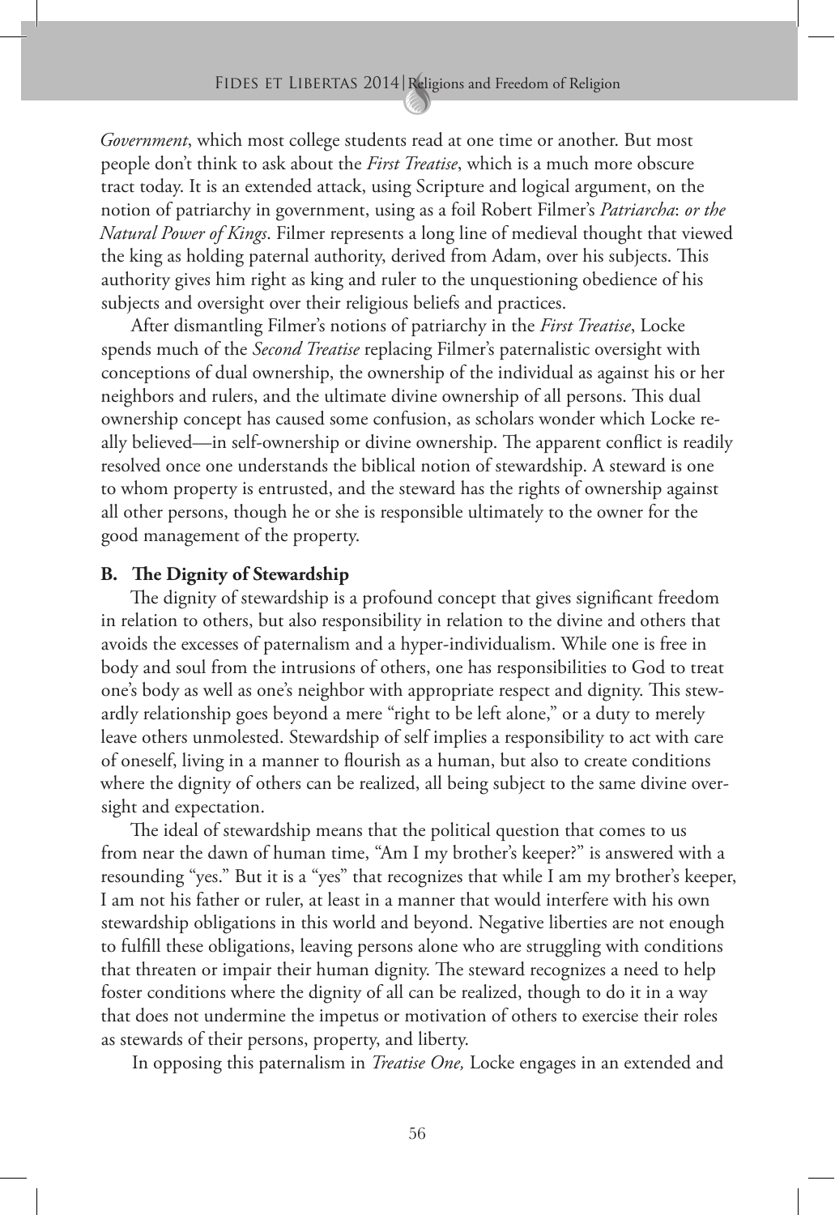*Government*, which most college students read at one time or another. But most people don't think to ask about the *First Treatise*, which is a much more obscure tract today. It is an extended attack, using Scripture and logical argument, on the notion of patriarchy in government, using as a foil Robert Filmer's *Patriarcha*: *or the Natural Power of Kings*. Filmer represents a long line of medieval thought that viewed the king as holding paternal authority, derived from Adam, over his subjects. This authority gives him right as king and ruler to the unquestioning obedience of his subjects and oversight over their religious beliefs and practices.

After dismantling Filmer's notions of patriarchy in the *First Treatise*, Locke spends much of the *Second Treatise* replacing Filmer's paternalistic oversight with conceptions of dual ownership, the ownership of the individual as against his or her neighbors and rulers, and the ultimate divine ownership of all persons. This dual ownership concept has caused some confusion, as scholars wonder which Locke really believed—in self-ownership or divine ownership. The apparent conflict is readily resolved once one understands the biblical notion of stewardship. A steward is one to whom property is entrusted, and the steward has the rights of ownership against all other persons, though he or she is responsible ultimately to the owner for the good management of the property.

### B. The Dignity of Stewardship

The dignity of stewardship is a profound concept that gives significant freedom in relation to others, but also responsibility in relation to the divine and others that avoids the excesses of paternalism and a hyper-individualism. While one is free in body and soul from the intrusions of others, one has responsibilities to God to treat one's body as well as one's neighbor with appropriate respect and dignity. This stewardly relationship goes beyond a mere "right to be left alone," or a duty to merely leave others unmolested. Stewardship of self implies a responsibility to act with care of oneself, living in a manner to flourish as a human, but also to create conditions where the dignity of others can be realized, all being subject to the same divine oversight and expectation.

The ideal of stewardship means that the political question that comes to us from near the dawn of human time, "Am I my brother's keeper?" is answered with a resounding "yes." But it is a "yes" that recognizes that while I am my brother's keeper, I am not his father or ruler, at least in a manner that would interfere with his own stewardship obligations in this world and beyond. Negative liberties are not enough to fulfill these obligations, leaving persons alone who are struggling with conditions that threaten or impair their human dignity. The steward recognizes a need to help foster conditions where the dignity of all can be realized, though to do it in a way that does not undermine the impetus or motivation of others to exercise their roles as stewards of their persons, property, and liberty.

In opposing this paternalism in *Treatise One,* Locke engages in an extended and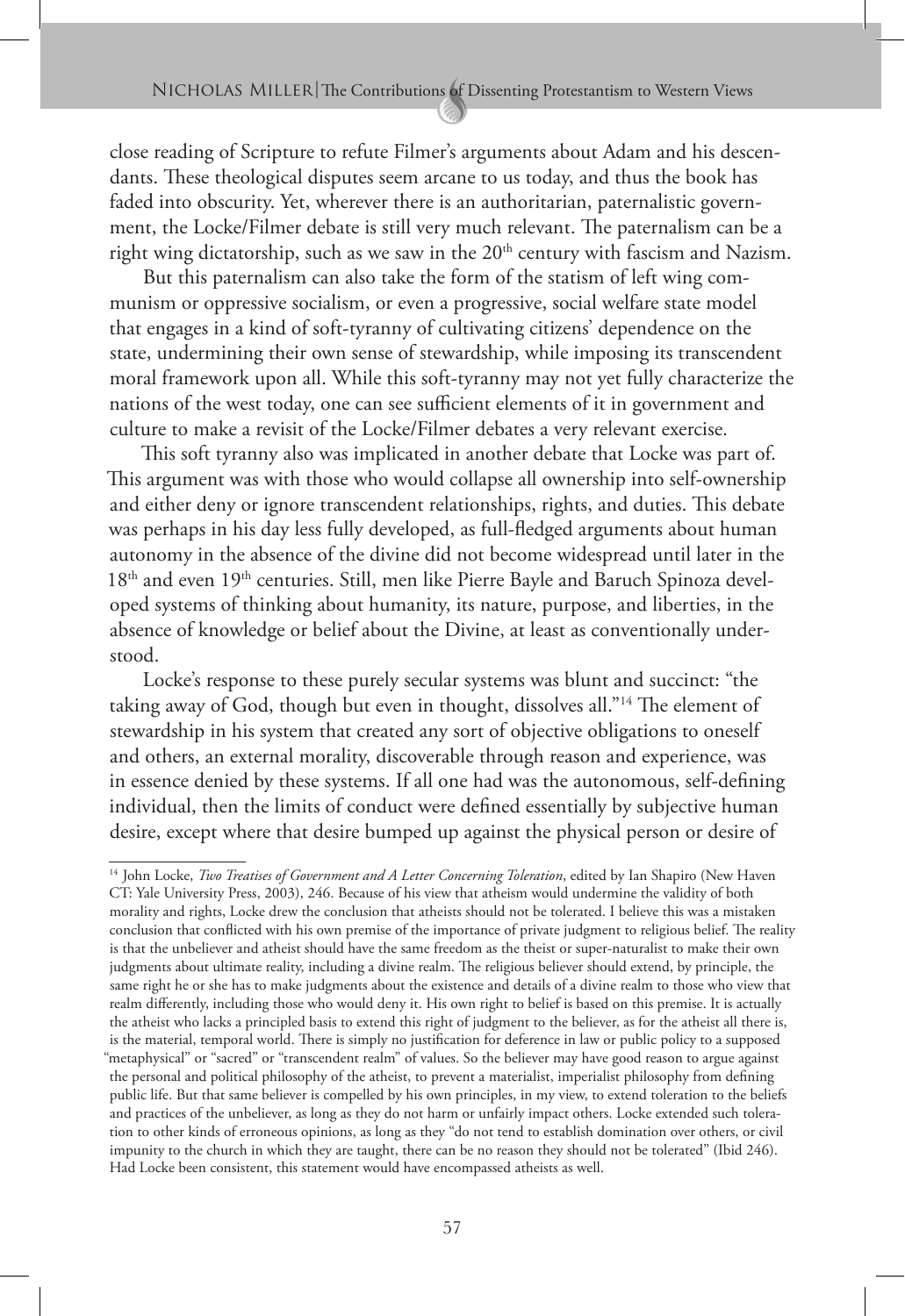close reading of Scripture to refute Filmer's arguments about Adam and his descendants. These theological disputes seem arcane to us today, and thus the book has faded into obscurity. Yet, wherever there is an authoritarian, paternalistic government, the Locke/Filmer debate is still very much relevant. The paternalism can be a right wing dictatorship, such as we saw in the 20th century with fascism and Nazism.

But this paternalism can also take the form of the statism of left wing communism or oppressive socialism, or even a progressive, social welfare state model that engages in a kind of soft-tyranny of cultivating citizens' dependence on the state, undermining their own sense of stewardship, while imposing its transcendent moral framework upon all. While this soft-tyranny may not yet fully characterize the nations of the west today, one can see sufficient elements of it in government and culture to make a revisit of the Locke/Filmer debates a very relevant exercise.

This soft tyranny also was implicated in another debate that Locke was part of. This argument was with those who would collapse all ownership into self-ownership and either deny or ignore transcendent relationships, rights, and duties. This debate was perhaps in his day less fully developed, as full-fledged arguments about human autonomy in the absence of the divine did not become widespread until later in the 18th and even 19th centuries. Still, men like Pierre Bayle and Baruch Spinoza developed systems of thinking about humanity, its nature, purpose, and liberties, in the absence of knowledge or belief about the Divine, at least as conventionally understood.

Locke's response to these purely secular systems was blunt and succinct: "the taking away of God, though but even in thought, dissolves all."[14] The element of stewardship in his system that created any sort of objective obligations to oneself and others, an external morality, discoverable through reason and experience, was in essence denied by these systems. If all one had was the autonomous, self-defining individual, then the limits of conduct were defined essentially by subjective human desire, except where that desire bumped up against the physical person or desire of

---

[14] John Locke, *Two Treatises of Government and A Letter Concerning Toleration*, edited by Ian Shapiro (New Haven CT: Yale University Press, 2003), 246. Because of his view that atheism would undermine the validity of both morality and rights, Locke drew the conclusion that atheists should not be tolerated. I believe this was a mistaken conclusion that conflicted with his own premise of the importance of private judgment to religious belief. The reality is that the unbeliever and atheist should have the same freedom as the theist or super-naturalist to make their own judgments about ultimate reality, including a divine realm. The religious believer should extend, by principle, the same right he or she has to make judgments about the existence and details of a divine realm to those who view that realm differently, including those who would deny it. His own right to belief is based on this premise. It is actually the atheist who lacks a principled basis to extend this right of judgment to the believer, as for the atheist all there is, is the material, temporal world. There is simply no justification for deference in law or public policy to a supposed "metaphysical" or "sacred" or "transcendent realm" of values. So the believer may have good reason to argue against the personal and political philosophy of the atheist, to prevent a materialist, imperialist philosophy from defining public life. But that same believer is compelled by his own principles, in my view, to extend toleration to the beliefs and practices of the unbeliever, as long as they do not harm or unfairly impact others. Locke extended such toleration to other kinds of erroneous opinions, as long as they "do not tend to establish domination over others, or civil impunity to the church in which they are taught, there can be no reason they should not be tolerated" (Ibid 246). Had Locke been consistent, this statement would have encompassed atheists as well.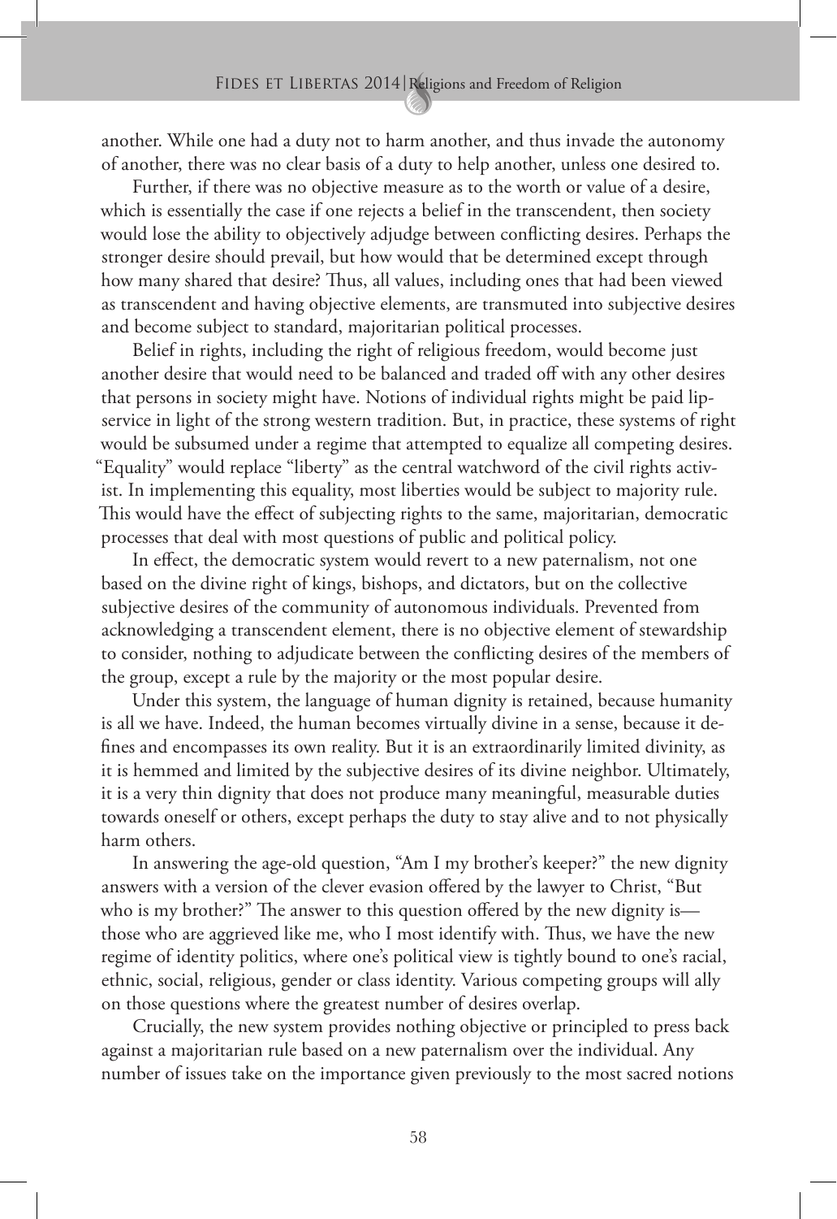another. While one had a duty not to harm another, and thus invade the autonomy of another, there was no clear basis of a duty to help another, unless one desired to.

Further, if there was no objective measure as to the worth or value of a desire, which is essentially the case if one rejects a belief in the transcendent, then society would lose the ability to objectively adjudge between conflicting desires. Perhaps the stronger desire should prevail, but how would that be determined except through how many shared that desire? Thus, all values, including ones that had been viewed as transcendent and having objective elements, are transmuted into subjective desires and become subject to standard, majoritarian political processes.

Belief in rights, including the right of religious freedom, would become just another desire that would need to be balanced and traded off with any other desires that persons in society might have. Notions of individual rights might be paid lip-service in light of the strong western tradition. But, in practice, these systems of right would be subsumed under a regime that attempted to equalize all competing desires. "Equality" would replace "liberty" as the central watchword of the civil rights activist. In implementing this equality, most liberties would be subject to majority rule. This would have the effect of subjecting rights to the same, majoritarian, democratic processes that deal with most questions of public and political policy.

In effect, the democratic system would revert to a new paternalism, not one based on the divine right of kings, bishops, and dictators, but on the collective subjective desires of the community of autonomous individuals. Prevented from acknowledging a transcendent element, there is no objective element of stewardship to consider, nothing to adjudicate between the conflicting desires of the members of the group, except a rule by the majority or the most popular desire.

Under this system, the language of human dignity is retained, because humanity is all we have. Indeed, the human becomes virtually divine in a sense, because it defines and encompasses its own reality. But it is an extraordinarily limited divinity, as it is hemmed and limited by the subjective desires of its divine neighbor. Ultimately, it is a very thin dignity that does not produce many meaningful, measurable duties towards oneself or others, except perhaps the duty to stay alive and to not physically harm others.

In answering the age-old question, "Am I my brother's keeper?" the new dignity answers with a version of the clever evasion offered by the lawyer to Christ, "But who is my brother?" The answer to this question offered by the new dignity is—those who are aggrieved like me, who I most identify with. Thus, we have the new regime of identity politics, where one's political view is tightly bound to one's racial, ethnic, social, religious, gender or class identity. Various competing groups will ally on those questions where the greatest number of desires overlap.

Crucially, the new system provides nothing objective or principled to press back against a majoritarian rule based on a new paternalism over the individual. Any number of issues take on the importance given previously to the most sacred notions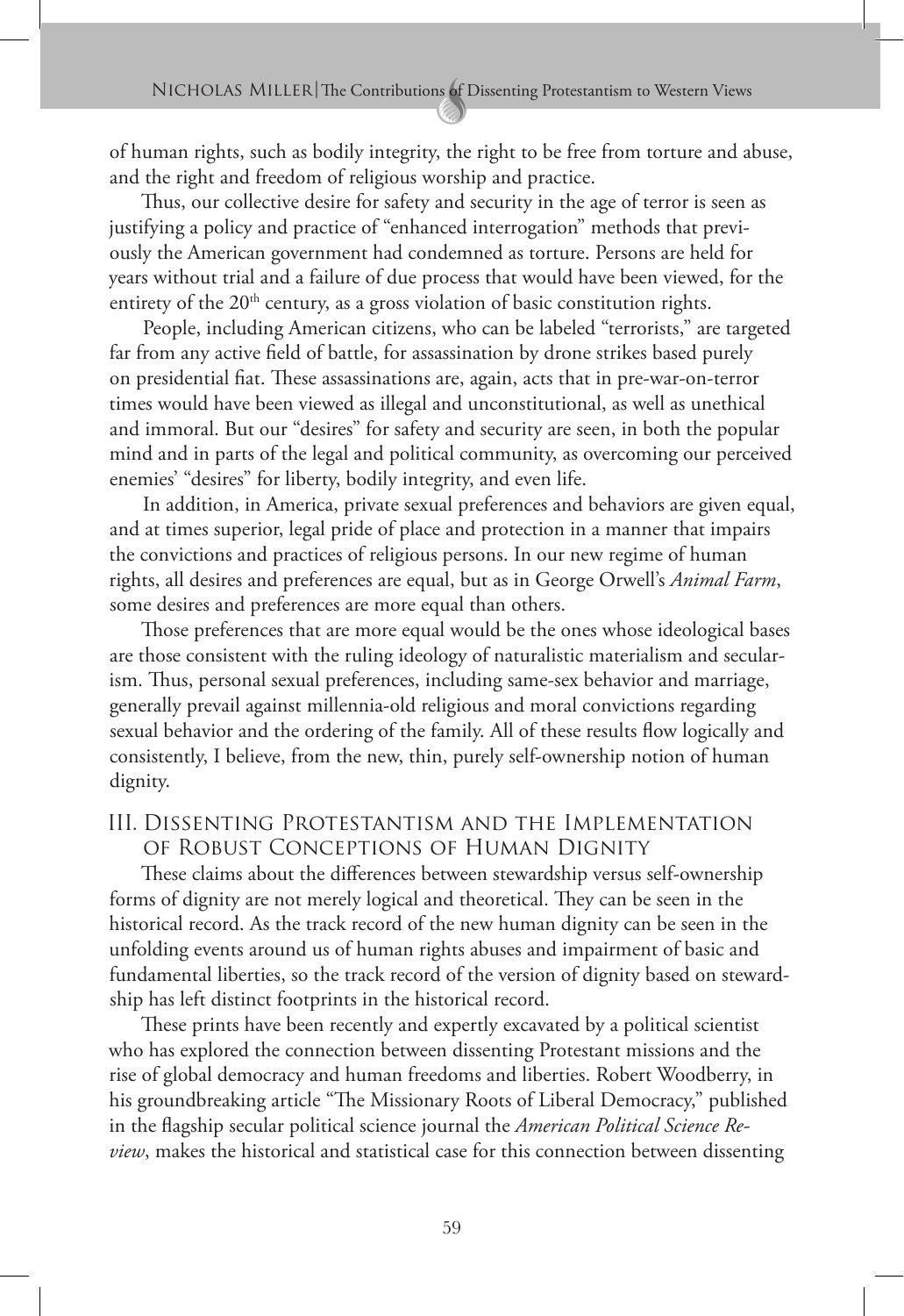of human rights, such as bodily integrity, the right to be free from torture and abuse, and the right and freedom of religious worship and practice.

Thus, our collective desire for safety and security in the age of terror is seen as justifying a policy and practice of "enhanced interrogation" methods that previously the American government had condemned as torture. Persons are held for years without trial and a failure of due process that would have been viewed, for the entirety of the 20th century, as a gross violation of basic constitution rights.

People, including American citizens, who can be labeled "terrorists," are targeted far from any active field of battle, for assassination by drone strikes based purely on presidential fiat. These assassinations are, again, acts that in pre-war-on-terror times would have been viewed as illegal and unconstitutional, as well as unethical and immoral. But our "desires" for safety and security are seen, in both the popular mind and in parts of the legal and political community, as overcoming our perceived enemies' "desires" for liberty, bodily integrity, and even life.

In addition, in America, private sexual preferences and behaviors are given equal, and at times superior, legal pride of place and protection in a manner that impairs the convictions and practices of religious persons. In our new regime of human rights, all desires and preferences are equal, but as in George Orwell's *Animal Farm*, some desires and preferences are more equal than others.

Those preferences that are more equal would be the ones whose ideological bases are those consistent with the ruling ideology of naturalistic materialism and secularism. Thus, personal sexual preferences, including same-sex behavior and marriage, generally prevail against millennia-old religious and moral convictions regarding sexual behavior and the ordering of the family. All of these results flow logically and consistently, I believe, from the new, thin, purely self-ownership notion of human dignity.

## III. Dissenting Protestantism and the Implementation of Robust Conceptions of Human Dignity

These claims about the differences between stewardship versus self-ownership forms of dignity are not merely logical and theoretical. They can be seen in the historical record. As the track record of the new human dignity can be seen in the unfolding events around us of human rights abuses and impairment of basic and fundamental liberties, so the track record of the version of dignity based on stewardship has left distinct footprints in the historical record.

These prints have been recently and expertly excavated by a political scientist who has explored the connection between dissenting Protestant missions and the rise of global democracy and human freedoms and liberties. Robert Woodberry, in his groundbreaking article "The Missionary Roots of Liberal Democracy," published in the flagship secular political science journal the *American Political Science Review*, makes the historical and statistical case for this connection between dissenting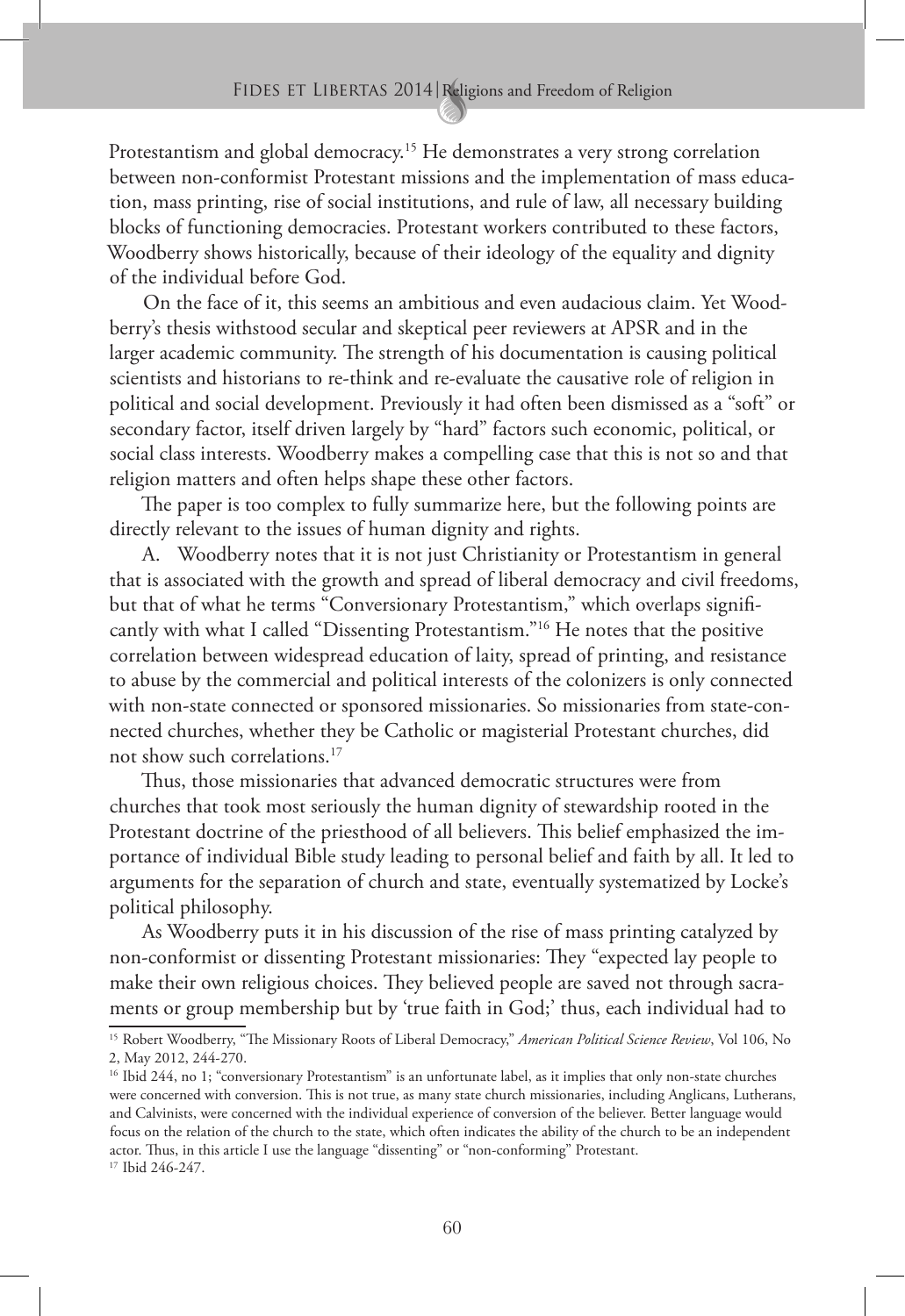Protestantism and global democracy.[15] He demonstrates a very strong correlation between non-conformist Protestant missions and the implementation of mass education, mass printing, rise of social institutions, and rule of law, all necessary building blocks of functioning democracies. Protestant workers contributed to these factors, Woodberry shows historically, because of their ideology of the equality and dignity of the individual before God.

On the face of it, this seems an ambitious and even audacious claim. Yet Woodberry's thesis withstood secular and skeptical peer reviewers at APSR and in the larger academic community. The strength of his documentation is causing political scientists and historians to re-think and re-evaluate the causative role of religion in political and social development. Previously it had often been dismissed as a "soft" or secondary factor, itself driven largely by "hard" factors such economic, political, or social class interests. Woodberry makes a compelling case that this is not so and that religion matters and often helps shape these other factors.

The paper is too complex to fully summarize here, but the following points are directly relevant to the issues of human dignity and rights.

A. Woodberry notes that it is not just Christianity or Protestantism in general that is associated with the growth and spread of liberal democracy and civil freedoms, but that of what he terms "Conversionary Protestantism," which overlaps significantly with what I called "Dissenting Protestantism."[16] He notes that the positive correlation between widespread education of laity, spread of printing, and resistance to abuse by the commercial and political interests of the colonizers is only connected with non-state connected or sponsored missionaries. So missionaries from state-connected churches, whether they be Catholic or magisterial Protestant churches, did not show such correlations.[17]

Thus, those missionaries that advanced democratic structures were from churches that took most seriously the human dignity of stewardship rooted in the Protestant doctrine of the priesthood of all believers. This belief emphasized the importance of individual Bible study leading to personal belief and faith by all. It led to arguments for the separation of church and state, eventually systematized by Locke's political philosophy.

As Woodberry puts it in his discussion of the rise of mass printing catalyzed by non-conformist or dissenting Protestant missionaries: They "expected lay people to make their own religious choices. They believed people are saved not through sacraments or group membership but by 'true faith in God;' thus, each individual had to

---

[15] Robert Woodberry, "The Missionary Roots of Liberal Democracy," *American Political Science Review*, Vol 106, No 2, May 2012, 244-270.

[16] Ibid 244, no 1; "conversionary Protestantism" is an unfortunate label, as it implies that only non-state churches were concerned with conversion. This is not true, as many state church missionaries, including Anglicans, Lutherans, and Calvinists, were concerned with the individual experience of conversion of the believer. Better language would focus on the relation of the church to the state, which often indicates the ability of the church to be an independent actor. Thus, in this article I use the language "dissenting" or "non-conforming" Protestant.

[17] Ibid 246-247.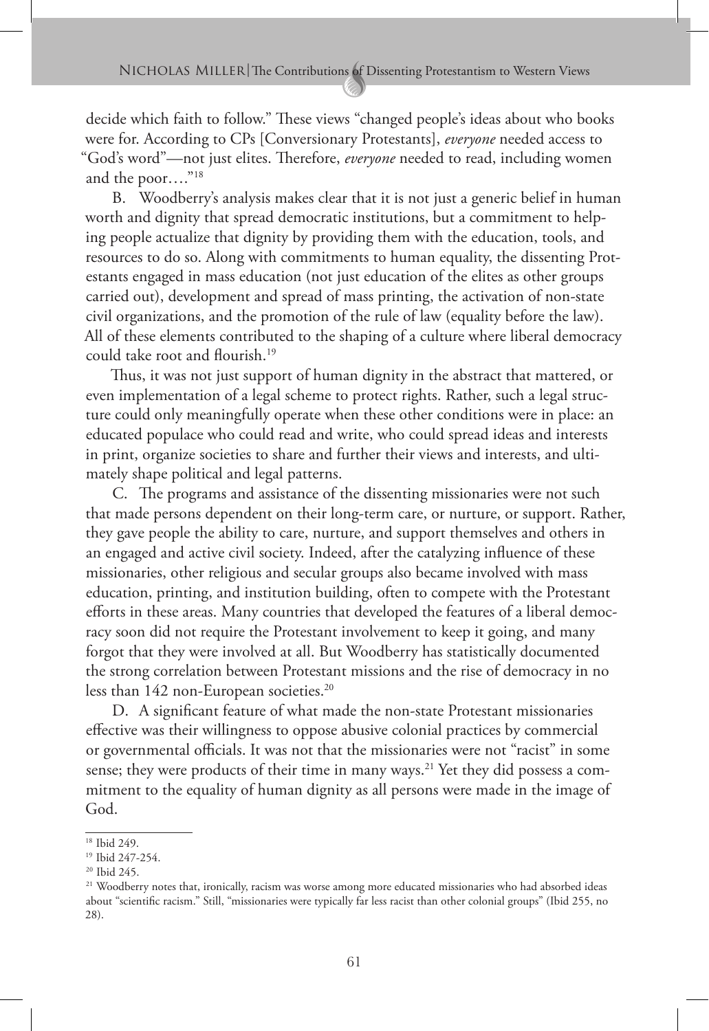decide which faith to follow." These views "changed people's ideas about who books were for. According to CPs [Conversionary Protestants], *everyone* needed access to "God's word"—not just elites. Therefore, *everyone* needed to read, including women and the poor…."[18]

B. Woodberry's analysis makes clear that it is not just a generic belief in human worth and dignity that spread democratic institutions, but a commitment to helping people actualize that dignity by providing them with the education, tools, and resources to do so. Along with commitments to human equality, the dissenting Protestants engaged in mass education (not just education of the elites as other groups carried out), development and spread of mass printing, the activation of non-state civil organizations, and the promotion of the rule of law (equality before the law). All of these elements contributed to the shaping of a culture where liberal democracy could take root and flourish.[19]

Thus, it was not just support of human dignity in the abstract that mattered, or even implementation of a legal scheme to protect rights. Rather, such a legal structure could only meaningfully operate when these other conditions were in place: an educated populace who could read and write, who could spread ideas and interests in print, organize societies to share and further their views and interests, and ultimately shape political and legal patterns.

C. The programs and assistance of the dissenting missionaries were not such that made persons dependent on their long-term care, or nurture, or support. Rather, they gave people the ability to care, nurture, and support themselves and others in an engaged and active civil society. Indeed, after the catalyzing influence of these missionaries, other religious and secular groups also became involved with mass education, printing, and institution building, often to compete with the Protestant efforts in these areas. Many countries that developed the features of a liberal democracy soon did not require the Protestant involvement to keep it going, and many forgot that they were involved at all. But Woodberry has statistically documented the strong correlation between Protestant missions and the rise of democracy in no less than 142 non-European societies.[20]

D. A significant feature of what made the non-state Protestant missionaries effective was their willingness to oppose abusive colonial practices by commercial or governmental officials. It was not that the missionaries were not "racist" in some sense; they were products of their time in many ways.[21] Yet they did possess a commitment to the equality of human dignity as all persons were made in the image of God.

---

[18] Ibid 249.

[19] Ibid 247-254.

[20] Ibid 245.

[21] Woodberry notes that, ironically, racism was worse among more educated missionaries who had absorbed ideas about "scientific racism." Still, "missionaries were typically far less racist than other colonial groups" (Ibid 255, no 28).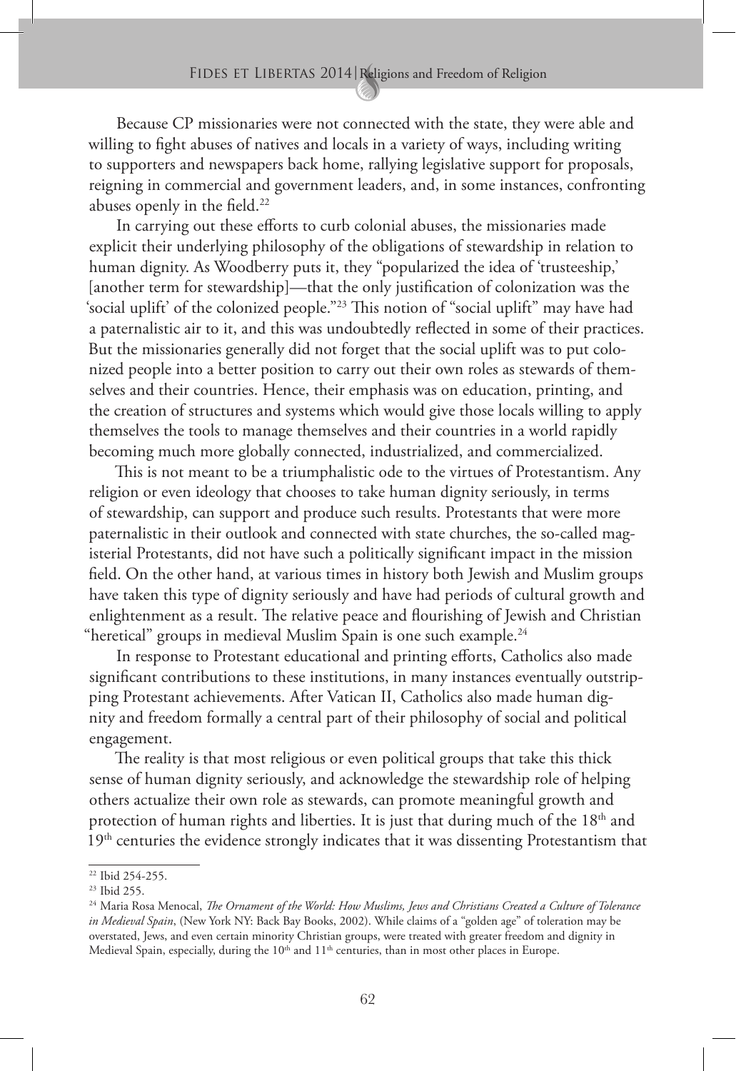Because CP missionaries were not connected with the state, they were able and willing to fight abuses of natives and locals in a variety of ways, including writing to supporters and newspapers back home, rallying legislative support for proposals, reigning in commercial and government leaders, and, in some instances, confronting abuses openly in the field.[22]

In carrying out these efforts to curb colonial abuses, the missionaries made explicit their underlying philosophy of the obligations of stewardship in relation to human dignity. As Woodberry puts it, they "popularized the idea of 'trusteeship,' [another term for stewardship]—that the only justification of colonization was the 'social uplift' of the colonized people."[23] This notion of "social uplift" may have had a paternalistic air to it, and this was undoubtedly reflected in some of their practices. But the missionaries generally did not forget that the social uplift was to put colonized people into a better position to carry out their own roles as stewards of themselves and their countries. Hence, their emphasis was on education, printing, and the creation of structures and systems which would give those locals willing to apply themselves the tools to manage themselves and their countries in a world rapidly becoming much more globally connected, industrialized, and commercialized.

This is not meant to be a triumphalistic ode to the virtues of Protestantism. Any religion or even ideology that chooses to take human dignity seriously, in terms of stewardship, can support and produce such results. Protestants that were more paternalistic in their outlook and connected with state churches, the so-called magisterial Protestants, did not have such a politically significant impact in the mission field. On the other hand, at various times in history both Jewish and Muslim groups have taken this type of dignity seriously and have had periods of cultural growth and enlightenment as a result. The relative peace and flourishing of Jewish and Christian "heretical" groups in medieval Muslim Spain is one such example.[24]

In response to Protestant educational and printing efforts, Catholics also made significant contributions to these institutions, in many instances eventually outstripping Protestant achievements. After Vatican II, Catholics also made human dignity and freedom formally a central part of their philosophy of social and political engagement.

The reality is that most religious or even political groups that take this thick sense of human dignity seriously, and acknowledge the stewardship role of helping others actualize their own role as stewards, can promote meaningful growth and protection of human rights and liberties. It is just that during much of the 18th and 19th centuries the evidence strongly indicates that it was dissenting Protestantism that

---

[22] Ibid 254-255.

[23] Ibid 255.

[24] Maria Rosa Menocal, *The Ornament of the World: How Muslims, Jews and Christians Created a Culture of Tolerance in Medieval Spain*, (New York NY: Back Bay Books, 2002). While claims of a "golden age" of toleration may be overstated, Jews, and even certain minority Christian groups, were treated with greater freedom and dignity in Medieval Spain, especially, during the 10th and 11th centuries, than in most other places in Europe.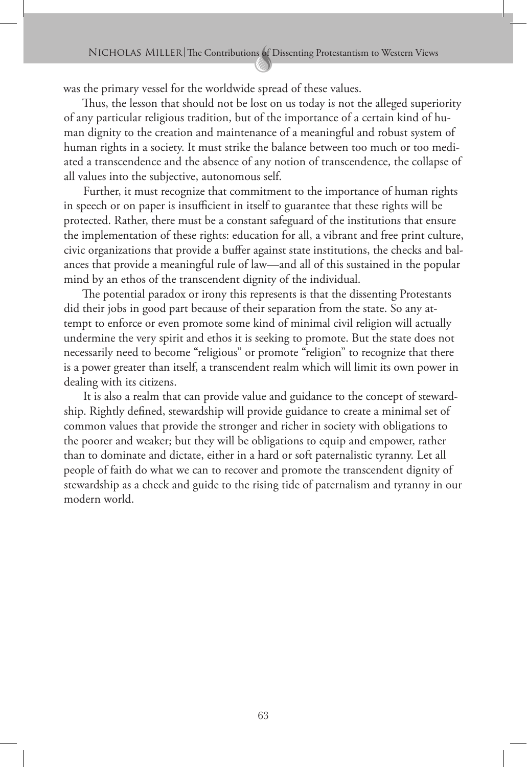was the primary vessel for the worldwide spread of these values.

Thus, the lesson that should not be lost on us today is not the alleged superiority of any particular religious tradition, but of the importance of a certain kind of human dignity to the creation and maintenance of a meaningful and robust system of human rights in a society. It must strike the balance between too much or too mediated a transcendence and the absence of any notion of transcendence, the collapse of all values into the subjective, autonomous self.

Further, it must recognize that commitment to the importance of human rights in speech or on paper is insufficient in itself to guarantee that these rights will be protected. Rather, there must be a constant safeguard of the institutions that ensure the implementation of these rights: education for all, a vibrant and free print culture, civic organizations that provide a buffer against state institutions, the checks and balances that provide a meaningful rule of law—and all of this sustained in the popular mind by an ethos of the transcendent dignity of the individual.

The potential paradox or irony this represents is that the dissenting Protestants did their jobs in good part because of their separation from the state. So any attempt to enforce or even promote some kind of minimal civil religion will actually undermine the very spirit and ethos it is seeking to promote. But the state does not necessarily need to become "religious" or promote "religion" to recognize that there is a power greater than itself, a transcendent realm which will limit its own power in dealing with its citizens.

It is also a realm that can provide value and guidance to the concept of stewardship. Rightly defined, stewardship will provide guidance to create a minimal set of common values that provide the stronger and richer in society with obligations to the poorer and weaker; but they will be obligations to equip and empower, rather than to dominate and dictate, either in a hard or soft paternalistic tyranny. Let all people of faith do what we can to recover and promote the transcendent dignity of stewardship as a check and guide to the rising tide of paternalism and tyranny in our modern world.